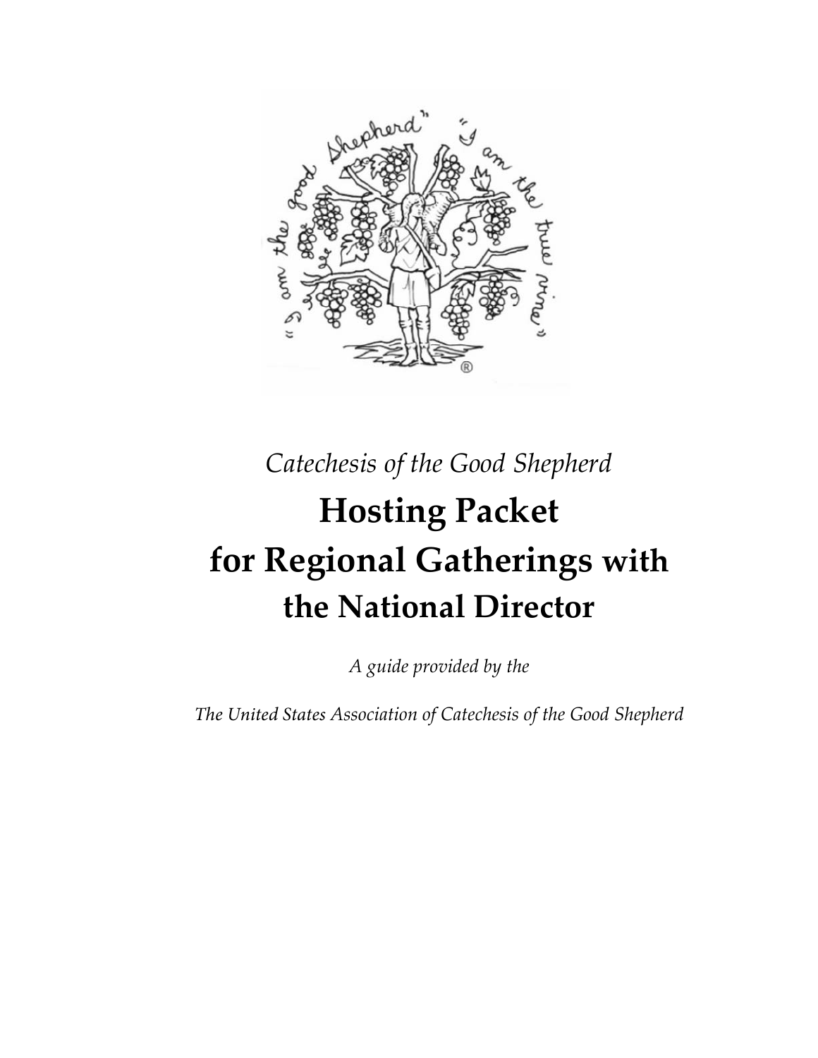*Catechesis of the Good Shepherd*

# Hosting Packet for Regional Gatherings with the National Director

*A guide provided by the*

*The United States Association of Catechesis of the Good Shepherd*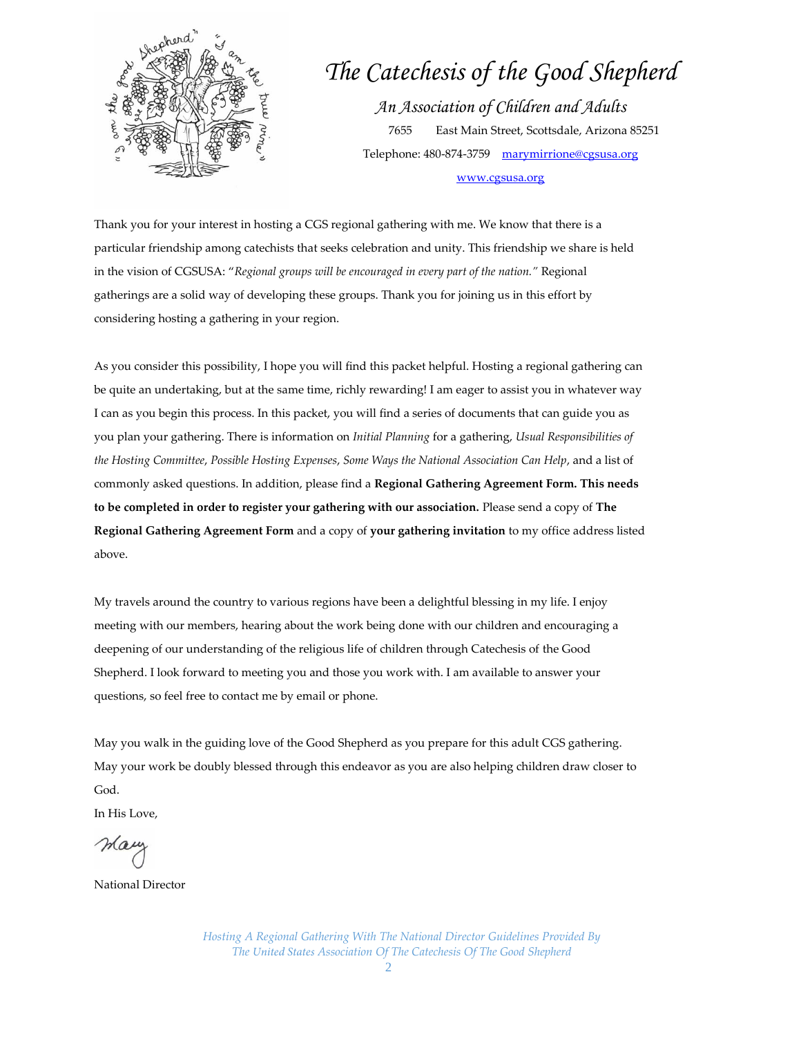# The Catechesis of the Good Shepherd

*An Association of Children and Adults*

7655 East Main Street, Scottsdale, Arizona 85251

Telephone: 480-874-3759 marymirrione@cgsusa.org

www.cgsusa.org

Thank you for your interest in hosting a CGS regional gathering with me. We know that there is a particular friendship among catechists that seeks celebration and unity. This friendship we share is held in the vision of CGSUSA: "*Regional groups will be encouraged in every part of the nation.*" Regional gatherings are a solid way of developing these groups. Thank you for joining us in this effort by considering hosting a gathering in your region.

As you consider this possibility, I hope you will find this packet helpful. Hosting a regional gathering can be quite an undertaking, but at the same time, richly rewarding! I am eager to assist you in whatever way I can as you begin this process. In this packet, you will find a series of documents that can guide you as you plan your gathering. There is information on *Initial Planning* for a gathering, *Usual Responsibilities of the Hosting Committee*, *Possible Hosting Expenses*, *Some Ways the National Association Can Help*, and a list of commonly asked questions. In addition, please find a **Regional Gathering Agreement Form. This needs to be completed in order to register your gathering with our association.** Please send a copy of **The Regional Gathering Agreement Form** and a copy of **your gathering invitation** to my office address listed above.

My travels around the country to various regions have been a delightful blessing in my life. I enjoy meeting with our members, hearing about the work being done with our children and encouraging a deepening of our understanding of the religious life of children through Catechesis of the Good Shepherd. I look forward to meeting you and those you work with. I am available to answer your questions, so feel free to contact me by email or phone.

May you walk in the guiding love of the Good Shepherd as you prepare for this adult CGS gathering. May your work be doubly blessed through this endeavor as you are also helping children draw closer to God.

In His Love,

Mary

National Director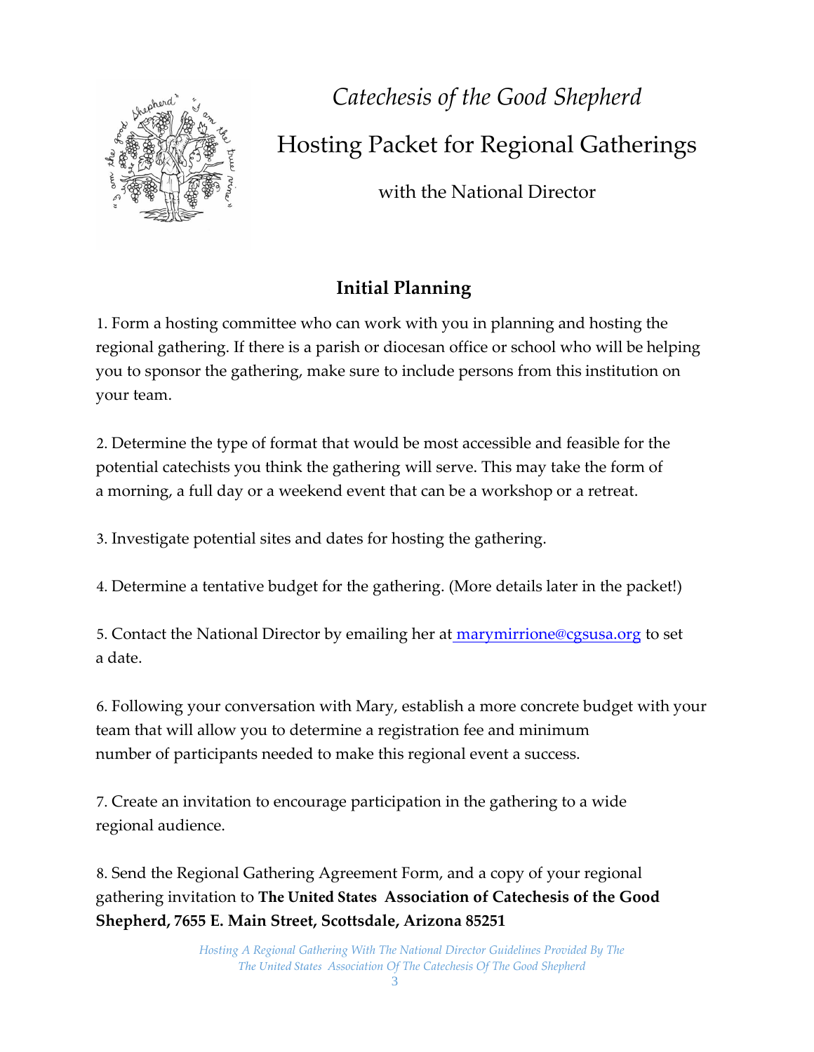*Catechesis of the Good Shepherd*

# Hosting Packet for Regional Gatherings

with the National Director

## Initial Planning

1. Form a hosting committee who can work with you in planning and hosting the regional gathering. If there is a parish or diocesan office or school who will be helping you to sponsor the gathering, make sure to include persons from this institution on your team.

2. Determine the type of format that would be most accessible and feasible for the potential catechists you think the gathering will serve. This may take the form of a morning, a full day or a weekend event that can be a workshop or a retreat.

3. Investigate potential sites and dates for hosting the gathering.

4. Determine a tentative budget for the gathering. (More details later in the packet!)

5. Contact the National Director by emailing her at marymirrione@cgsusa.org to set a date.

6. Following your conversation with Mary, establish a more concrete budget with your team that will allow you to determine a registration fee and minimum number of participants needed to make this regional event a success.

7. Create an invitation to encourage participation in the gathering to a wide regional audience.

8. Send the Regional Gathering Agreement Form, and a copy of your regional gathering invitation to **The United States Association of Catechesis of the Good Shepherd, 7655 E. Main Street, Scottsdale, Arizona 85251**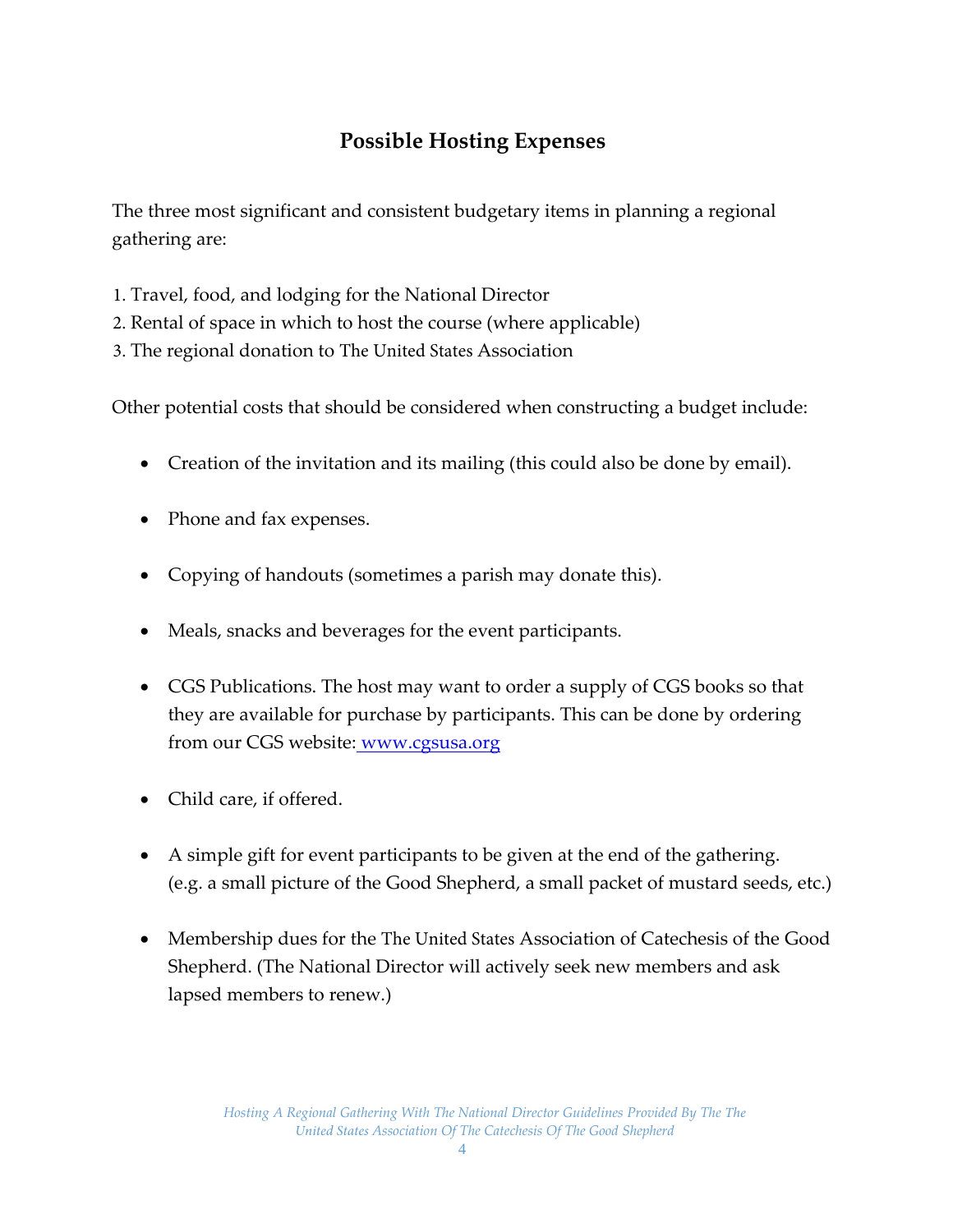## Possible Hosting Expenses

The three most significant and consistent budgetary items in planning a regional gathering are:

1. Travel, food, and lodging for the National Director
2. Rental of space in which to host the course (where applicable)
3. The regional donation to The United States Association

Other potential costs that should be considered when constructing a budget include:

- Creation of the invitation and its mailing (this could also be done by email).
- Phone and fax expenses.
- Copying of handouts (sometimes a parish may donate this).
- Meals, snacks and beverages for the event participants.
- CGS Publications. The host may want to order a supply of CGS books so that they are available for purchase by participants. This can be done by ordering from our CGS website: [www.cgsusa.org](http://www.cgsusa.org)
- Child care, if offered.
- A simple gift for event participants to be given at the end of the gathering. (e.g. a small picture of the Good Shepherd, a small packet of mustard seeds, etc.)
- Membership dues for the The United States Association of Catechesis of the Good Shepherd. (The National Director will actively seek new members and ask lapsed members to renew.)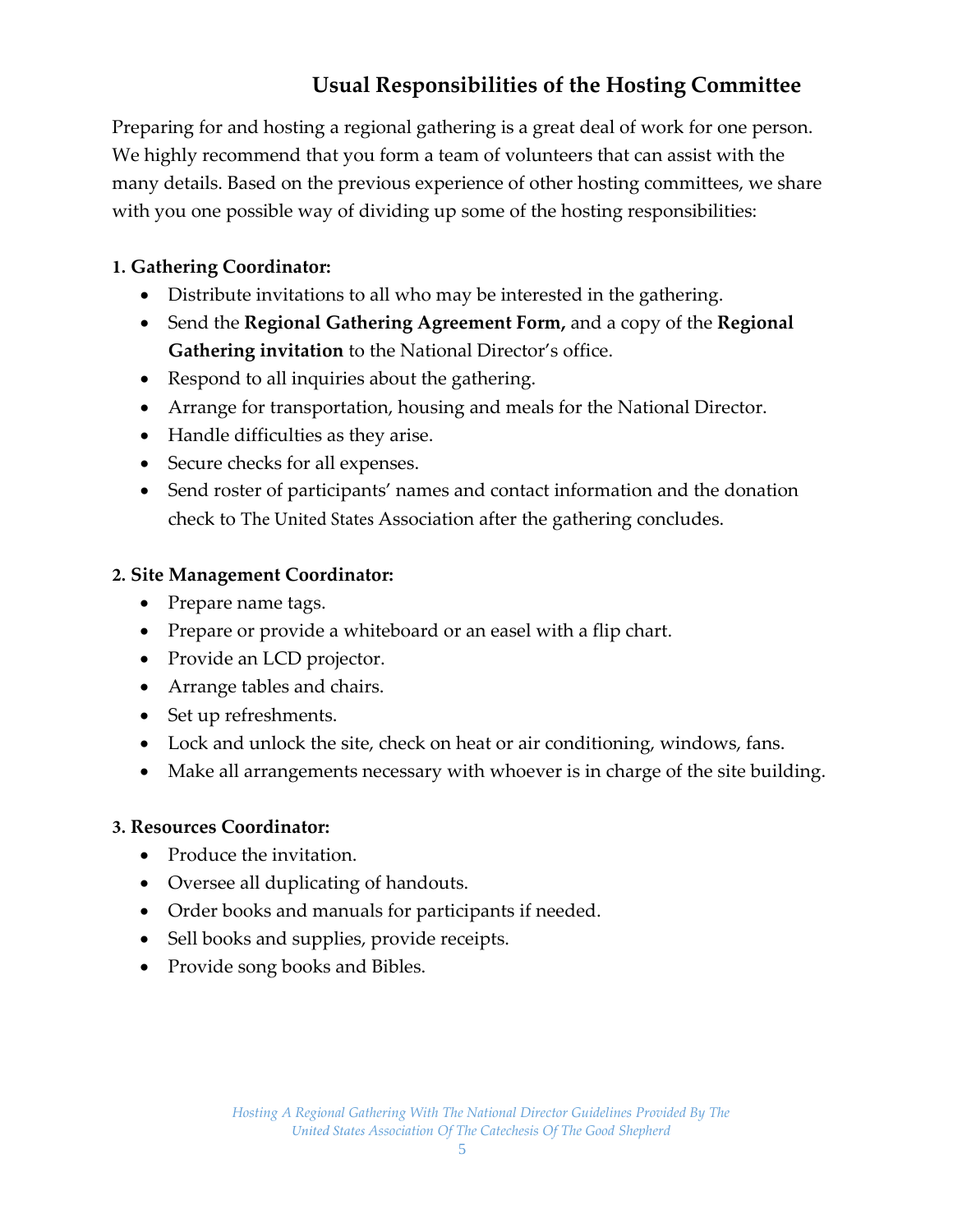## Usual Responsibilities of the Hosting Committee

Preparing for and hosting a regional gathering is a great deal of work for one person. We highly recommend that you form a team of volunteers that can assist with the many details. Based on the previous experience of other hosting committees, we share with you one possible way of dividing up some of the hosting responsibilities:

**1. Gathering Coordinator:**

- Distribute invitations to all who may be interested in the gathering.
- Send the **Regional Gathering Agreement Form,** and a copy of the **Regional Gathering invitation** to the National Director's office.
- Respond to all inquiries about the gathering.
- Arrange for transportation, housing and meals for the National Director.
- Handle difficulties as they arise.
- Secure checks for all expenses.
- Send roster of participants' names and contact information and the donation check to The United States Association after the gathering concludes.

**2. Site Management Coordinator:**

- Prepare name tags.
- Prepare or provide a whiteboard or an easel with a flip chart.
- Provide an LCD projector.
- Arrange tables and chairs.
- Set up refreshments.
- Lock and unlock the site, check on heat or air conditioning, windows, fans.
- Make all arrangements necessary with whoever is in charge of the site building.

**3. Resources Coordinator:**

- Produce the invitation.
- Oversee all duplicating of handouts.
- Order books and manuals for participants if needed.
- Sell books and supplies, provide receipts.
- Provide song books and Bibles.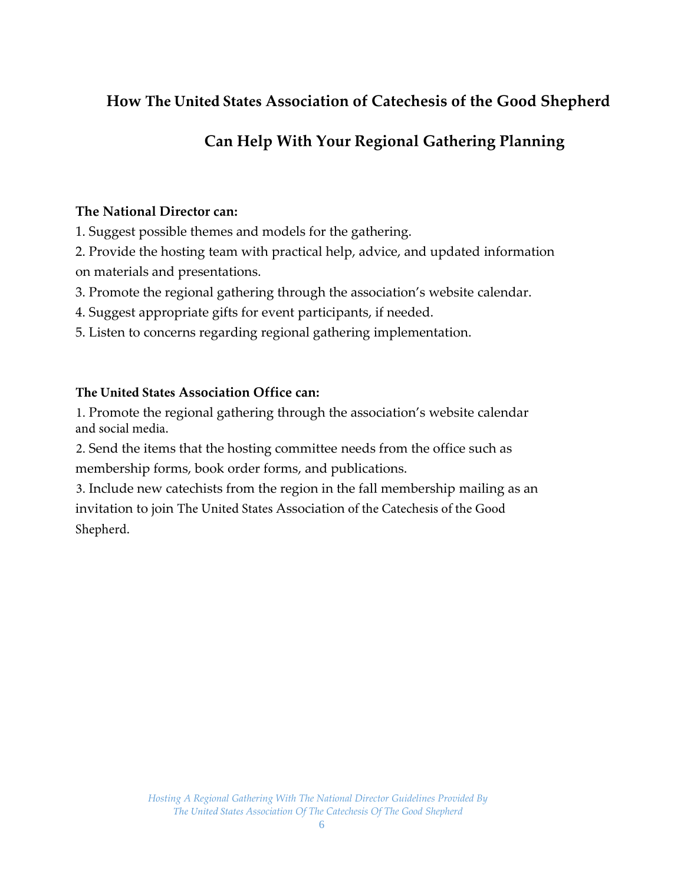## How The United States Association of Catechesis of the Good Shepherd Can Help With Your Regional Gathering Planning

**The National Director can:**

1. Suggest possible themes and models for the gathering.
2. Provide the hosting team with practical help, advice, and updated information on materials and presentations.
3. Promote the regional gathering through the association's website calendar.
4. Suggest appropriate gifts for event participants, if needed.
5. Listen to concerns regarding regional gathering implementation.

**The United States Association Office can:**

1. Promote the regional gathering through the association's website calendar and social media.
2. Send the items that the hosting committee needs from the office such as membership forms, book order forms, and publications.
3. Include new catechists from the region in the fall membership mailing as an invitation to join The United States Association of the Catechesis of the Good Shepherd.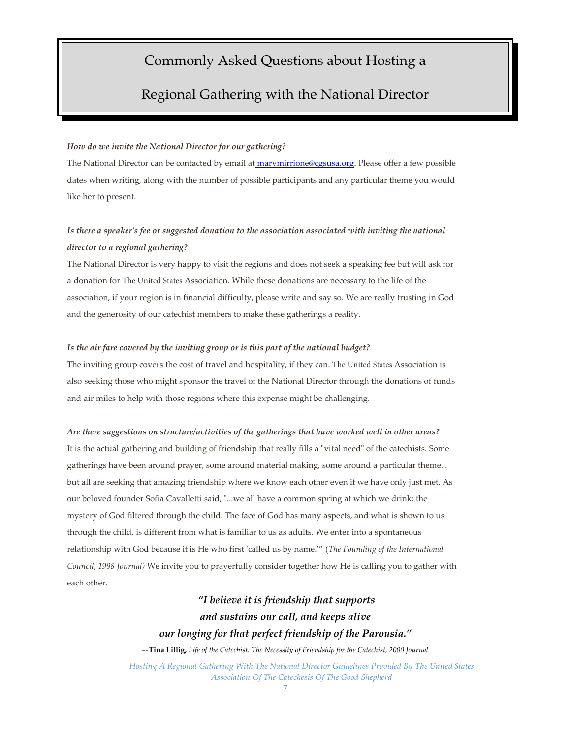# Commonly Asked Questions about Hosting a Regional Gathering with the National Director

***How do we invite the National Director for our gathering?***

The National Director can be contacted by email at marymirrione@cgsusa.org. Please offer a few possible dates when writing, along with the number of possible participants and any particular theme you would like her to present.

***Is there a speaker's fee or suggested donation to the association associated with inviting the national director to a regional gathering?***

The National Director is very happy to visit the regions and does not seek a speaking fee but will ask for a donation for The United States Association. While these donations are necessary to the life of the association, if your region is in financial difficulty, please write and say so. We are really trusting in God and the generosity of our catechist members to make these gatherings a reality.

***Is the air fare covered by the inviting group or is this part of the national budget?***

The inviting group covers the cost of travel and hospitality, if they can. The United States Association is also seeking those who might sponsor the travel of the National Director through the donations of funds and air miles to help with those regions where this expense might be challenging.

***Are there suggestions on structure/activities of the gatherings that have worked well in other areas?***

It is the actual gathering and building of friendship that really fills a "vital need" of the catechists. Some gatherings have been around prayer, some around material making, some around a particular theme... but all are seeking that amazing friendship where we know each other even if we have only just met. As our beloved founder Sofia Cavalletti said, "...we all have a common spring at which we drink: the mystery of God filtered through the child. The face of God has many aspects, and what is shown to us through the child, is different from what is familiar to us as adults. We enter into a spontaneous relationship with God because it is He who first 'called us by name.'" (*The Founding of the International Council, 1998 Journal)* We invite you to prayerfully consider together how He is calling you to gather with each other.

> ***"I believe it is friendship that supports and sustains our call, and keeps alive our longing for that perfect friendship of the Parousia."***
>
> **--Tina Lillig,** *Life of the Catechist: The Necessity of Friendship for the Catechist, 2000 Journal*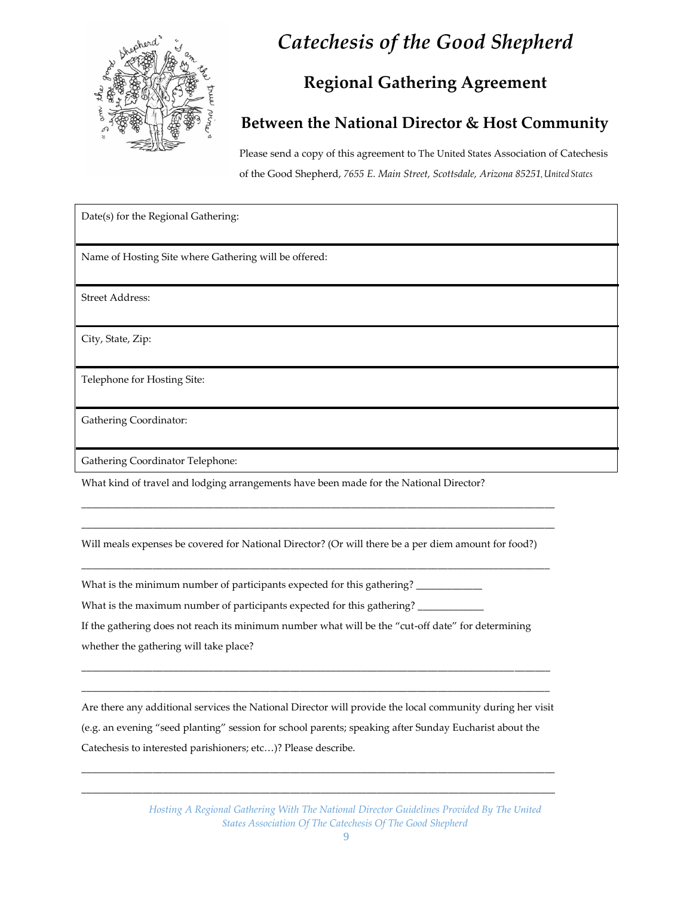# *Catechesis of the Good Shepherd*

## Regional Gathering Agreement

### Between the National Director & Host Community

Please send a copy of this agreement to The United States Association of Catechesis of the Good Shepherd, *7655 E. Main Street, Scottsdale, Arizona 85251, United States*

| Date(s) for the Regional Gathering: |
|---|
| Name of Hosting Site where Gathering will be offered: |
| Street Address: |
| City, State, Zip: |
| Telephone for Hosting Site: |
| Gathering Coordinator: |
| Gathering Coordinator Telephone: |

What kind of travel and lodging arrangements have been made for the National Director?

______________________________________________________________________________

______________________________________________________________________________

Will meals expenses be covered for National Director? (Or will there be a per diem amount for food?)

______________________________________________________________________________

What is the minimum number of participants expected for this gathering? ____________

What is the maximum number of participants expected for this gathering? ____________

If the gathering does not reach its minimum number what will be the "cut-off date" for determining whether the gathering will take place?

______________________________________________________________________________

______________________________________________________________________________

Are there any additional services the National Director will provide the local community during her visit (e.g. an evening "seed planting" session for school parents; speaking after Sunday Eucharist about the Catechesis to interested parishioners; etc…)? Please describe.

______________________________________________________________________________

______________________________________________________________________________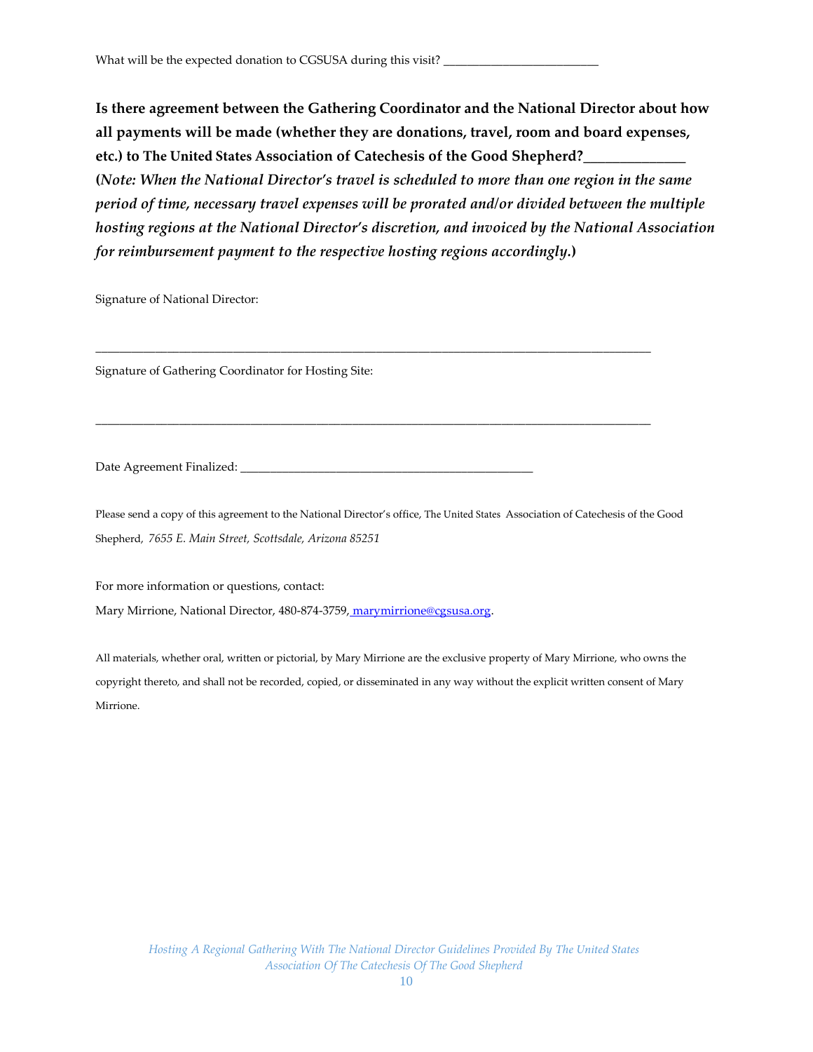What will be the expected donation to CGSUSA during this visit? ________________________

**Is there agreement between the Gathering Coordinator and the National Director about how all payments will be made (whether they are donations, travel, room and board expenses, etc.) to The United States Association of Catechesis of the Good Shepherd?______________ (*Note: When the National Director's travel is scheduled to more than one region in the same period of time, necessary travel expenses will be prorated and/or divided between the multiple hosting regions at the National Director's discretion, and invoiced by the National Association for reimbursement payment to the respective hosting regions accordingly*.)**

Signature of National Director:

___________________________________________________________________________________________

Signature of Gathering Coordinator for Hosting Site:

___________________________________________________________________________________________

Date Agreement Finalized: ________________________________________________

Please send a copy of this agreement to the National Director's office, The United States Association of Catechesis of the Good Shepherd, *7655 E. Main Street, Scottsdale, Arizona 85251*

For more information or questions, contact:

Mary Mirrione, National Director, 480-874-3759, marymirrione@cgsusa.org.

All materials, whether oral, written or pictorial, by Mary Mirrione are the exclusive property of Mary Mirrione, who owns the copyright thereto, and shall not be recorded, copied, or disseminated in any way without the explicit written consent of Mary Mirrione.